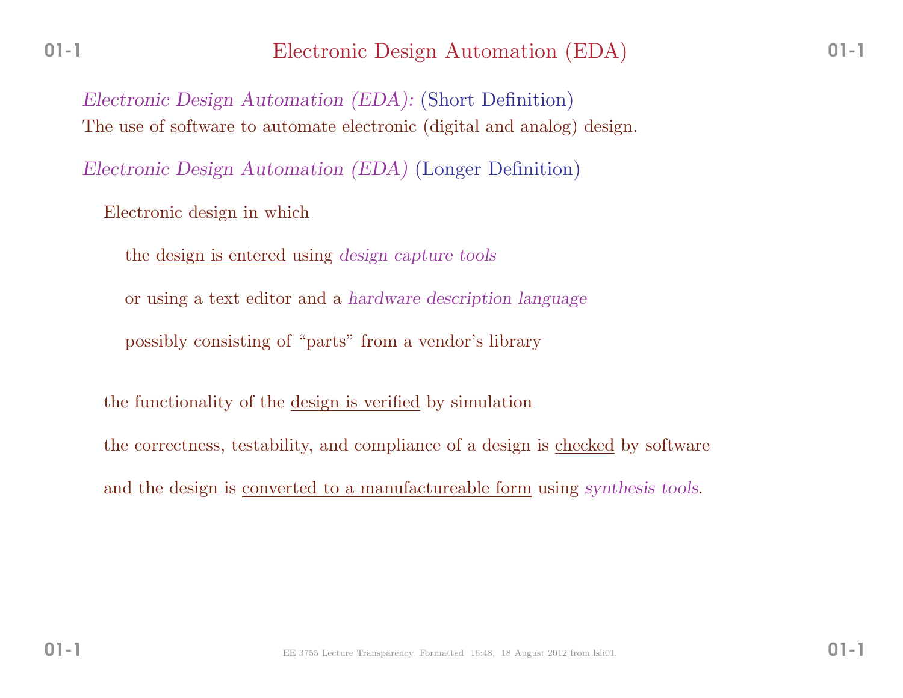# Electronic Design Automation (EDA)

*Electronic Design Automation (EDA):* (Short Definition)
The use of software to automate electronic (digital and analog) design.

*Electronic Design Automation (EDA)* (Longer Definition)

Electronic design in which

the design is entered using *design capture tools*

or using a text editor and a *hardware description language*

possibly consisting of "parts" from a vendor's library

the functionality of the design is verified by simulation

the correctness, testability, and compliance of a design is checked by software

and the design is converted to a manufactureable form using *synthesis tools*.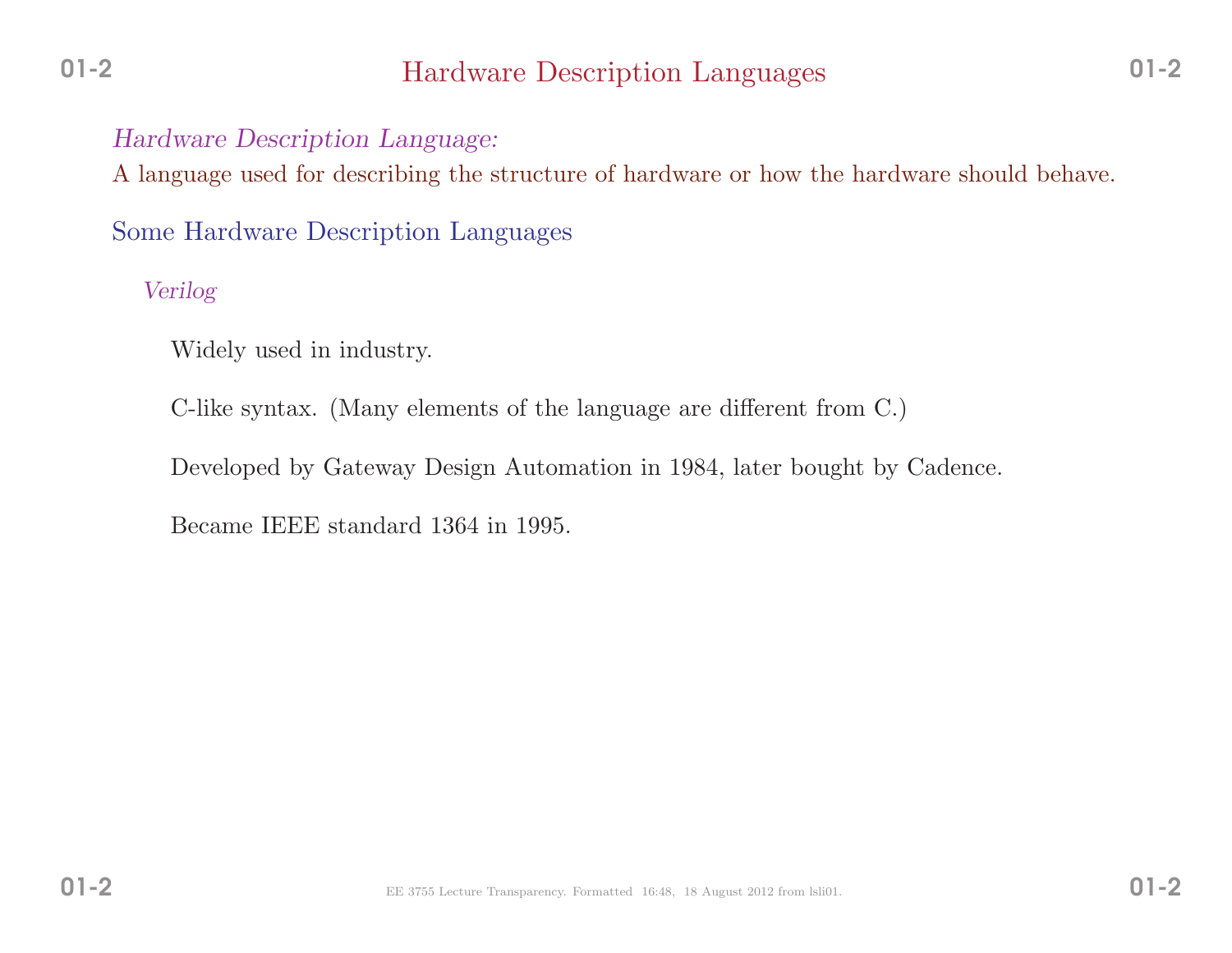# Hardware Description Languages

*Hardware Description Language:*

A language used for describing the structure of hardware or how the hardware should behave.

## Some Hardware Description Languages

### *Verilog*

Widely used in industry.

C-like syntax. (Many elements of the language are different from C.)

Developed by Gateway Design Automation in 1984, later bought by Cadence.

Became IEEE standard 1364 in 1995.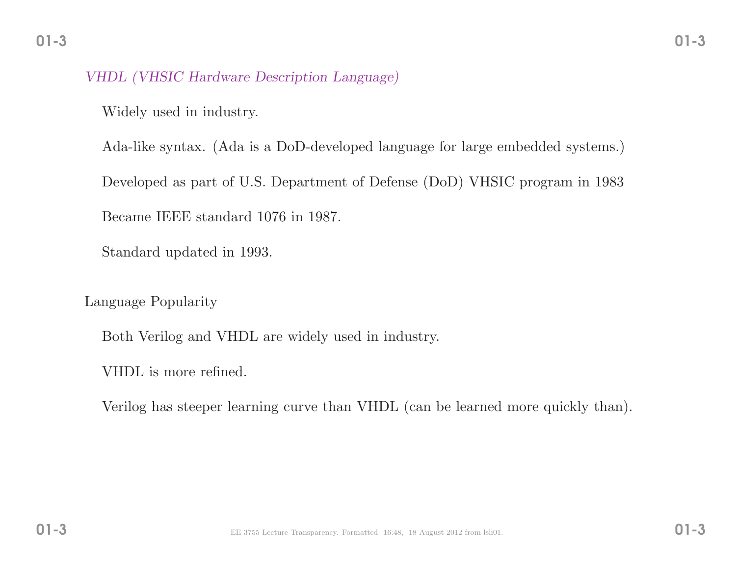*VHDL (VHSIC Hardware Description Language)*

Widely used in industry.

Ada-like syntax. (Ada is a DoD-developed language for large embedded systems.)

Developed as part of U.S. Department of Defense (DoD) VHSIC program in 1983

Became IEEE standard 1076 in 1987.

Standard updated in 1993.

Language Popularity

Both Verilog and VHDL are widely used in industry.

VHDL is more refined.

Verilog has steeper learning curve than VHDL (can be learned more quickly than).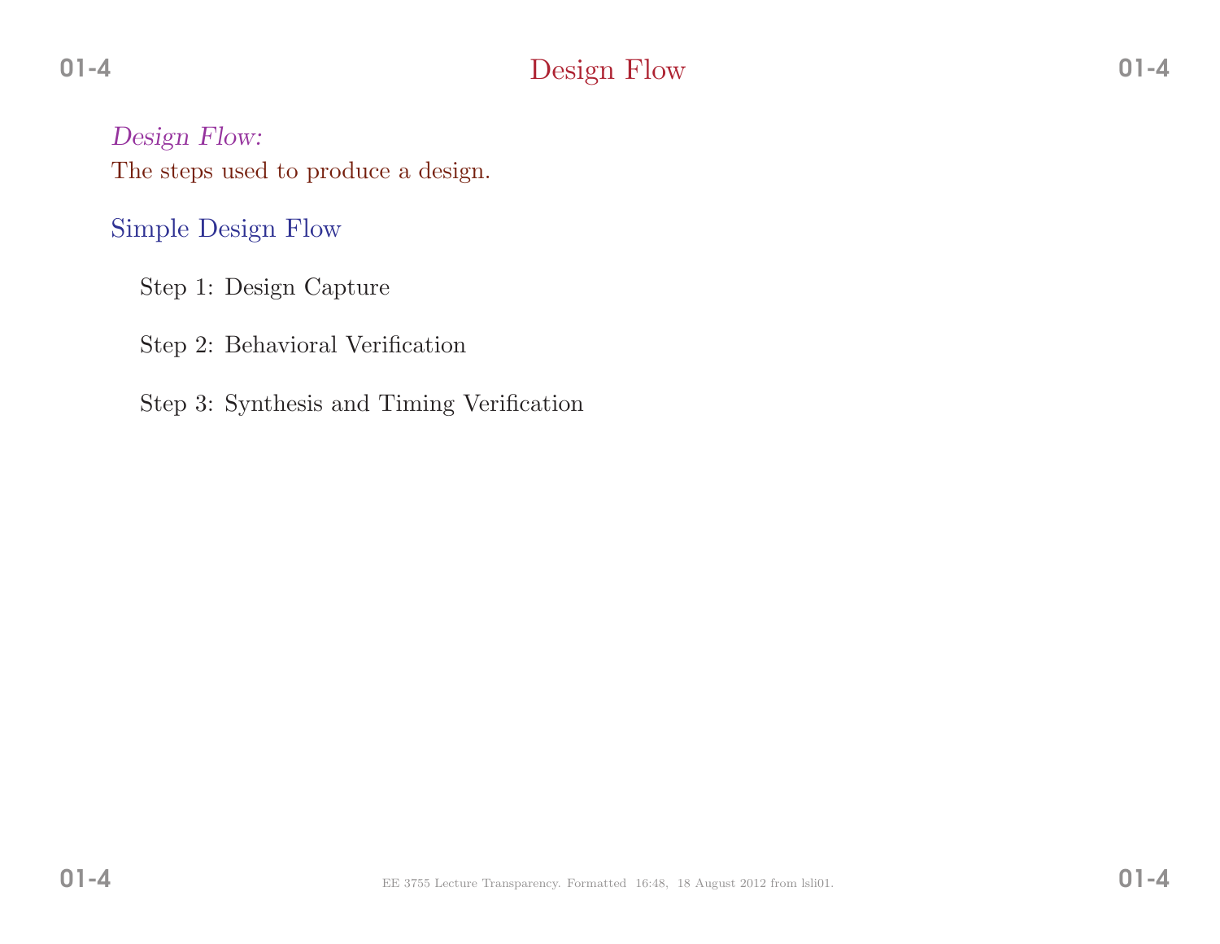# Design Flow

*Design Flow:*
The steps used to produce a design.

## Simple Design Flow

Step 1: Design Capture

Step 2: Behavioral Verification

Step 3: Synthesis and Timing Verification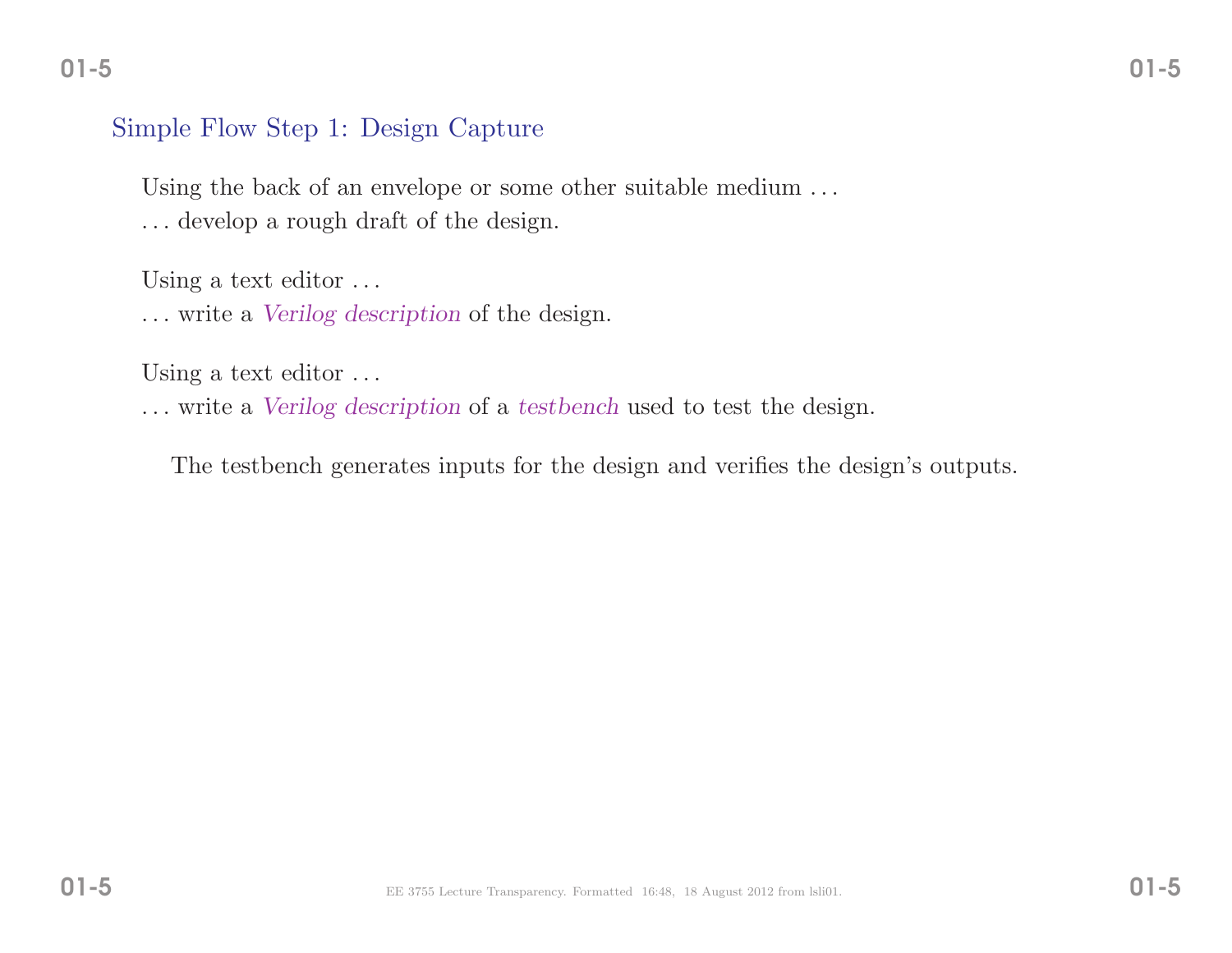## Simple Flow Step 1: Design Capture

Using the back of an envelope or some other suitable medium . . .
. . . develop a rough draft of the design.

Using a text editor . . .
. . . write a *Verilog description* of the design.

Using a text editor . . .
. . . write a *Verilog description* of a *testbench* used to test the design.

The testbench generates inputs for the design and verifies the design's outputs.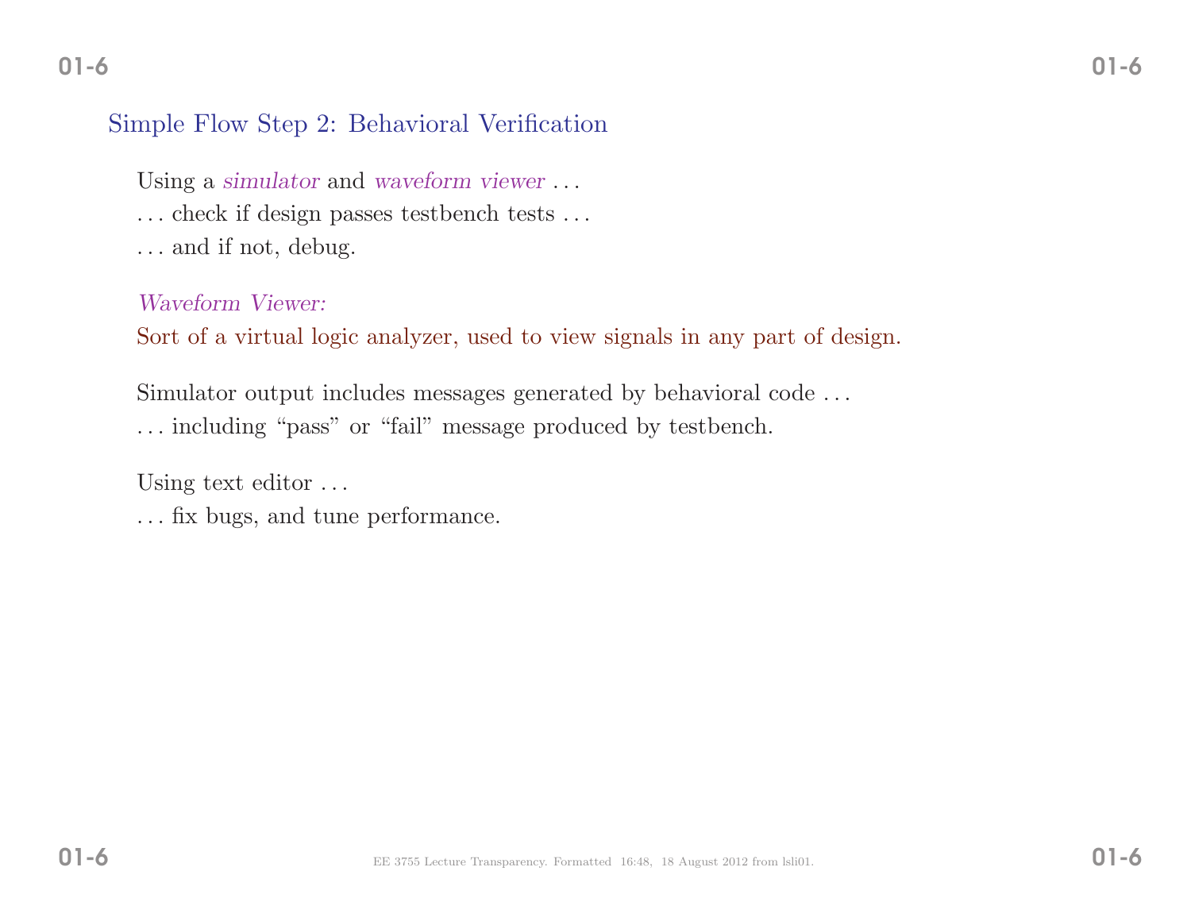## Simple Flow Step 2: Behavioral Verification

Using a *simulator* and *waveform viewer* . . .

. . . check if design passes testbench tests . . .

. . . and if not, debug.

*Waveform Viewer:*

Sort of a virtual logic analyzer, used to view signals in any part of design.

Simulator output includes messages generated by behavioral code . . .

. . . including "pass" or "fail" message produced by testbench.

Using text editor . . .

. . . fix bugs, and tune performance.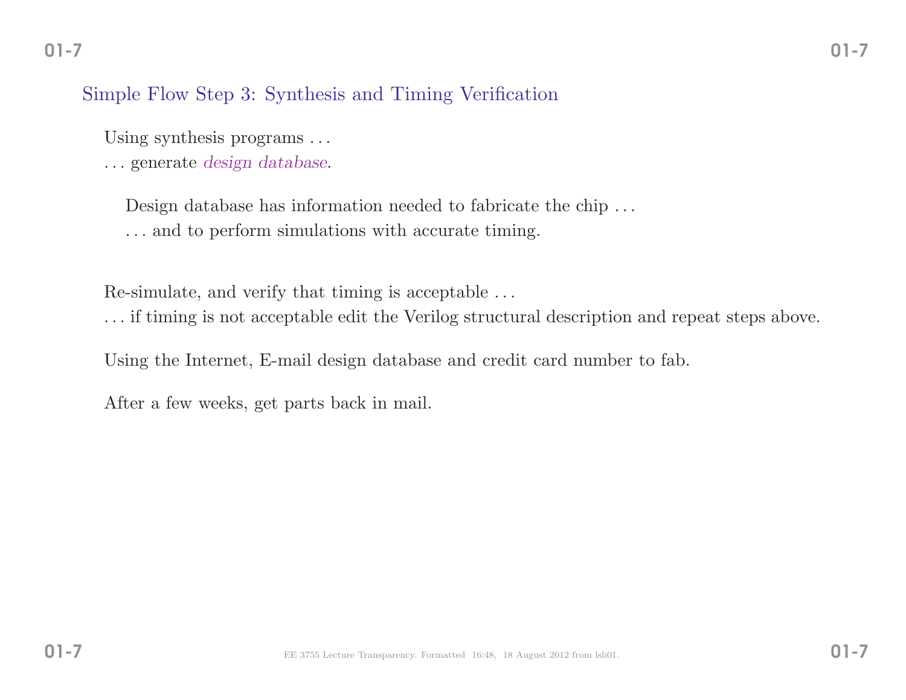## Simple Flow Step 3: Synthesis and Timing Verification

Using synthesis programs . . .
. . . generate *design database*.

Design database has information needed to fabricate the chip . . .
. . . and to perform simulations with accurate timing.

Re-simulate, and verify that timing is acceptable . . .
. . . if timing is not acceptable edit the Verilog structural description and repeat steps above.

Using the Internet, E-mail design database and credit card number to fab.

After a few weeks, get parts back in mail.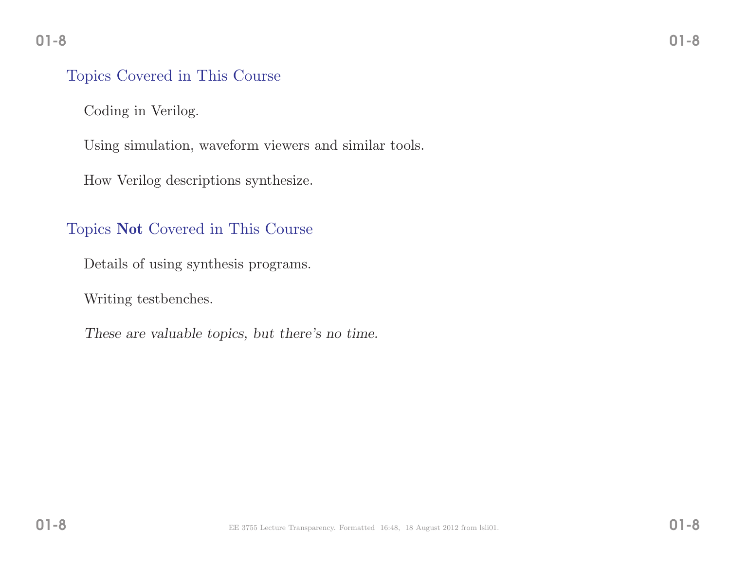## Topics Covered in This Course

Coding in Verilog.

Using simulation, waveform viewers and similar tools.

How Verilog descriptions synthesize.

## Topics **Not** Covered in This Course

Details of using synthesis programs.

Writing testbenches.

*These are valuable topics, but there's no time.*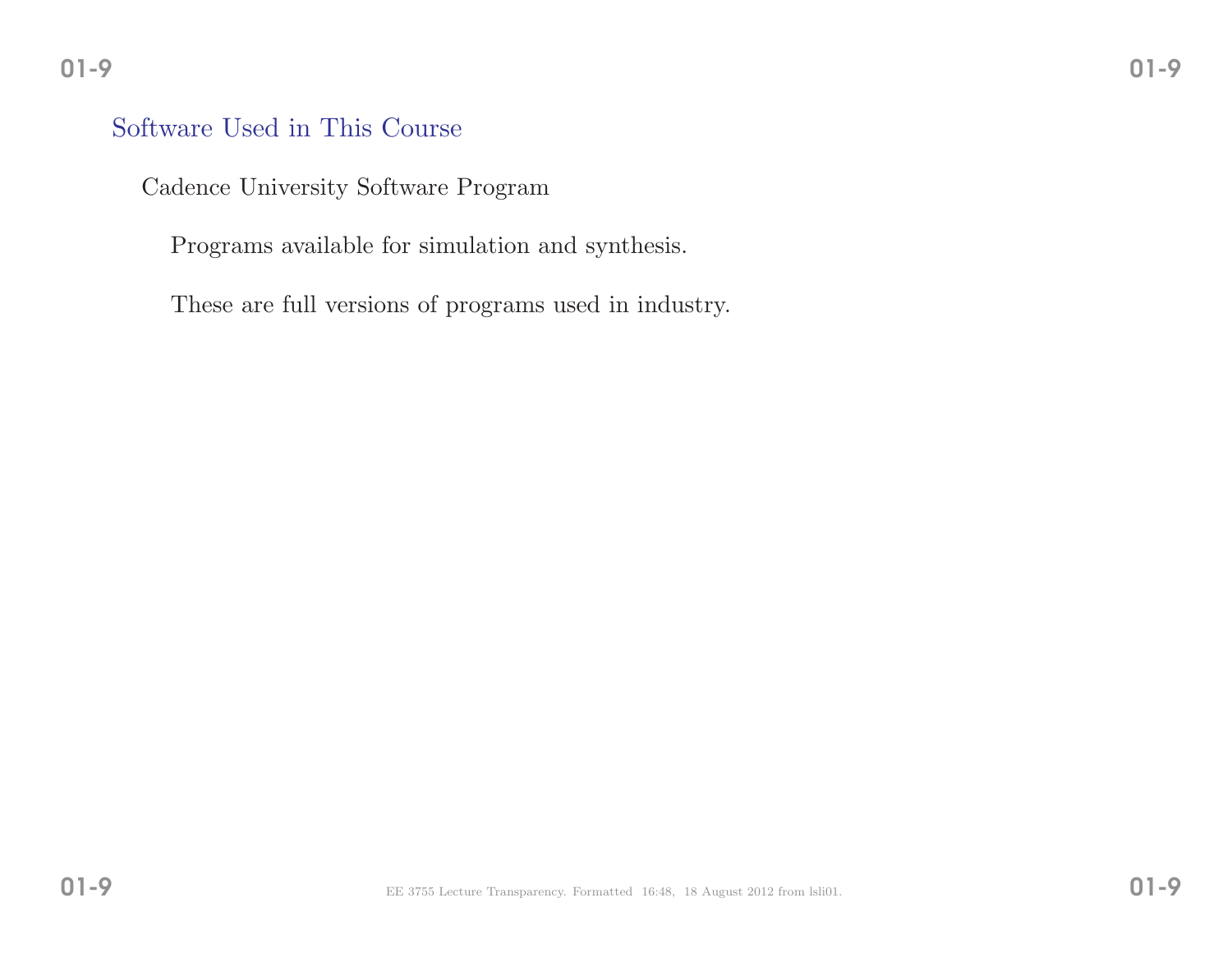## Software Used in This Course

Cadence University Software Program

- Programs available for simulation and synthesis.
- These are full versions of programs used in industry.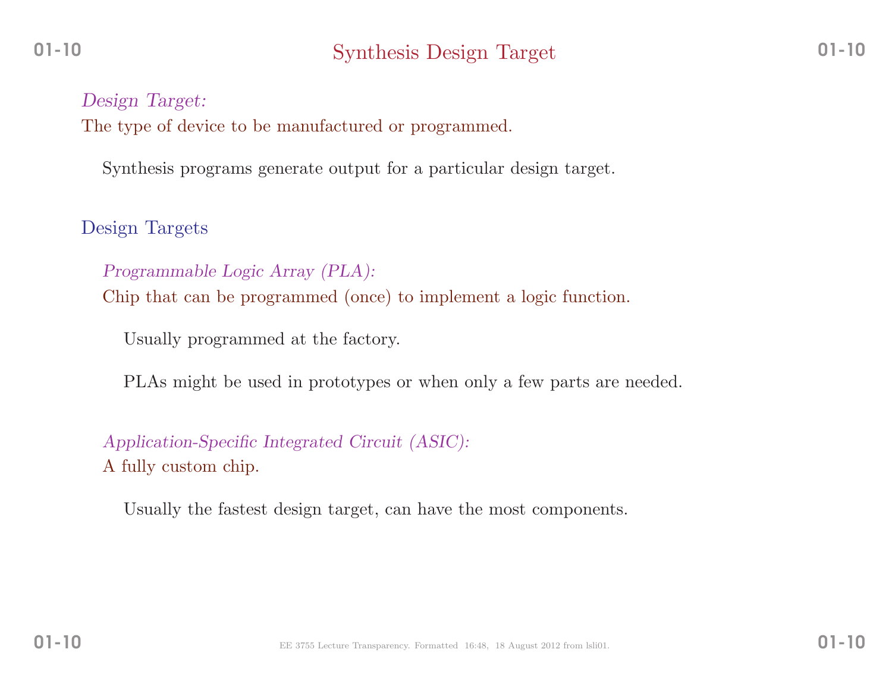# Synthesis Design Target

*Design Target:*
The type of device to be manufactured or programmed.

Synthesis programs generate output for a particular design target.

## Design Targets

*Programmable Logic Array (PLA):*
Chip that can be programmed (once) to implement a logic function.

Usually programmed at the factory.

PLAs might be used in prototypes or when only a few parts are needed.

*Application-Specific Integrated Circuit (ASIC):*
A fully custom chip.

Usually the fastest design target, can have the most components.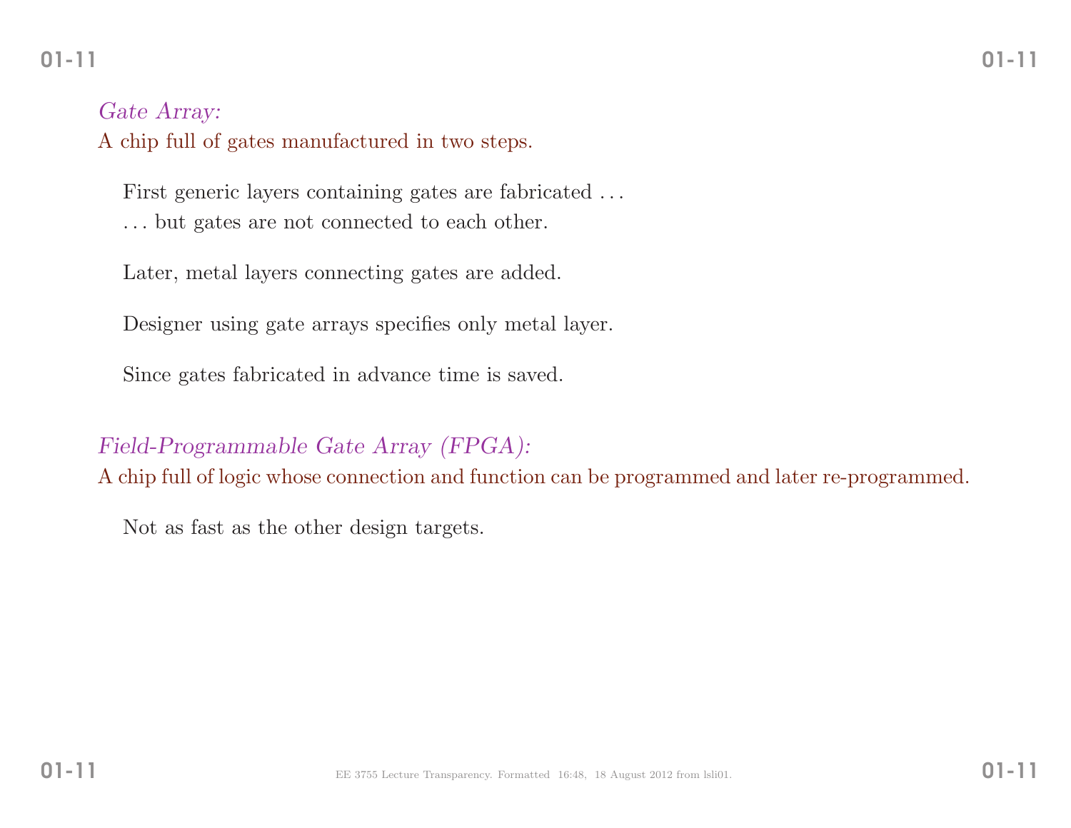*Gate Array:*

A chip full of gates manufactured in two steps.

First generic layers containing gates are fabricated . . .

. . . but gates are not connected to each other.

Later, metal layers connecting gates are added.

Designer using gate arrays specifies only metal layer.

Since gates fabricated in advance time is saved.

*Field-Programmable Gate Array (FPGA):*

A chip full of logic whose connection and function can be programmed and later re-programmed.

Not as fast as the other design targets.